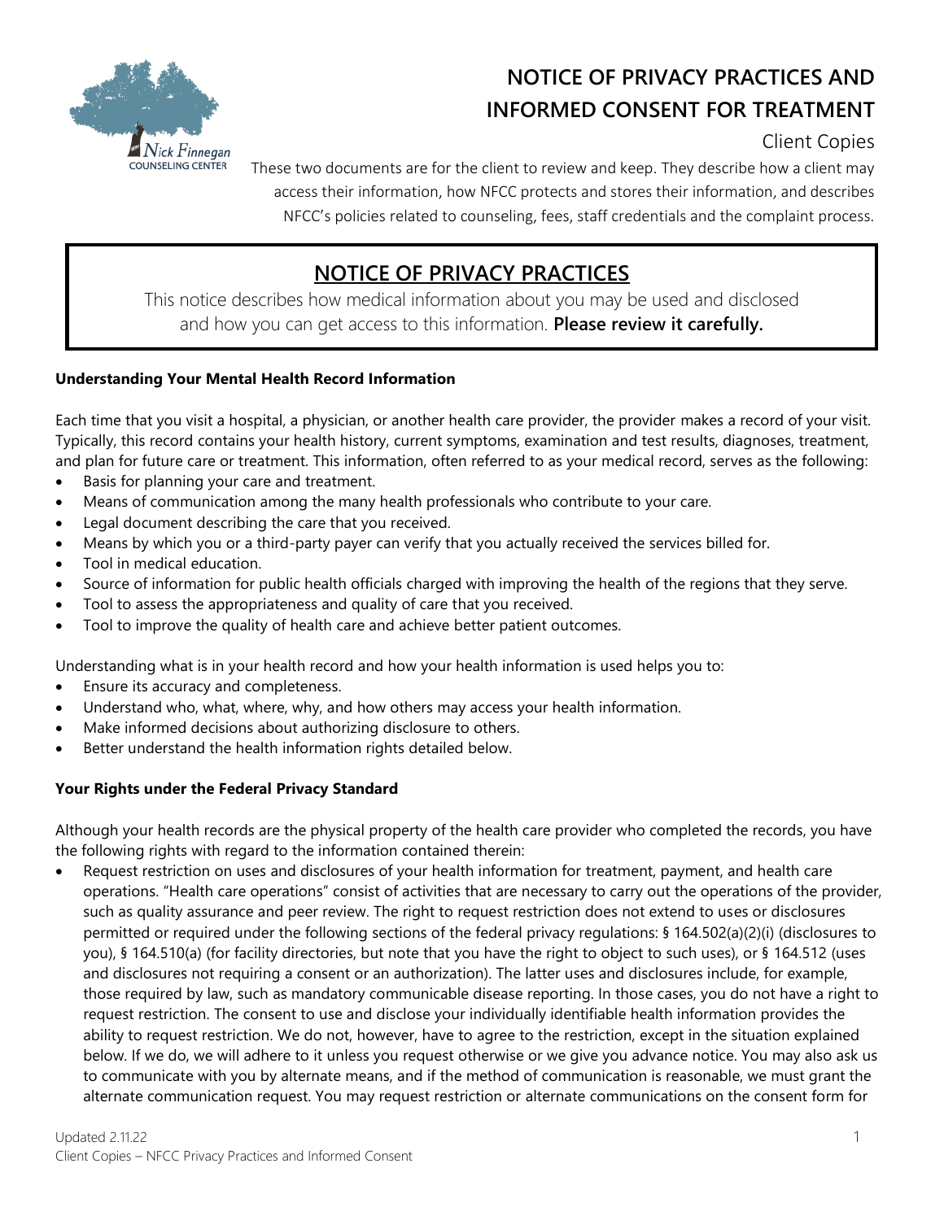# NOTICE OF PRIVACY PRACTICES AND INFORMED CONSENT FOR TREATMENT

Client Copies

These two documents are for the client to review and keep. They describe how a client may access their information, how NFCC protects and stores their information, and describes NFCC's policies related to counseling, fees, staff credentials and the complaint process.

## NOTICE OF PRIVACY PRACTICES

This notice describes how medical information about you may be used and disclosed and how you can get access to this information. **Please review it carefully.**

**Understanding Your Mental Health Record Information**

Each time that you visit a hospital, a physician, or another health care provider, the provider makes a record of your visit. Typically, this record contains your health history, current symptoms, examination and test results, diagnoses, treatment, and plan for future care or treatment. This information, often referred to as your medical record, serves as the following:

- Basis for planning your care and treatment.
- Means of communication among the many health professionals who contribute to your care.
- Legal document describing the care that you received.
- Means by which you or a third-party payer can verify that you actually received the services billed for.
- Tool in medical education.
- Source of information for public health officials charged with improving the health of the regions that they serve.
- Tool to assess the appropriateness and quality of care that you received.
- Tool to improve the quality of health care and achieve better patient outcomes.

Understanding what is in your health record and how your health information is used helps you to:

- Ensure its accuracy and completeness.
- Understand who, what, where, why, and how others may access your health information.
- Make informed decisions about authorizing disclosure to others.
- Better understand the health information rights detailed below.

**Your Rights under the Federal Privacy Standard**

Although your health records are the physical property of the health care provider who completed the records, you have the following rights with regard to the information contained therein:

- Request restriction on uses and disclosures of your health information for treatment, payment, and health care operations. "Health care operations" consist of activities that are necessary to carry out the operations of the provider, such as quality assurance and peer review. The right to request restriction does not extend to uses or disclosures permitted or required under the following sections of the federal privacy regulations: § 164.502(a)(2)(i) (disclosures to you), § 164.510(a) (for facility directories, but note that you have the right to object to such uses), or § 164.512 (uses and disclosures not requiring a consent or an authorization). The latter uses and disclosures include, for example, those required by law, such as mandatory communicable disease reporting. In those cases, you do not have a right to request restriction. The consent to use and disclose your individually identifiable health information provides the ability to request restriction. We do not, however, have to agree to the restriction, except in the situation explained below. If we do, we will adhere to it unless you request otherwise or we give you advance notice. You may also ask us to communicate with you by alternate means, and if the method of communication is reasonable, we must grant the alternate communication request. You may request restriction or alternate communications on the consent form for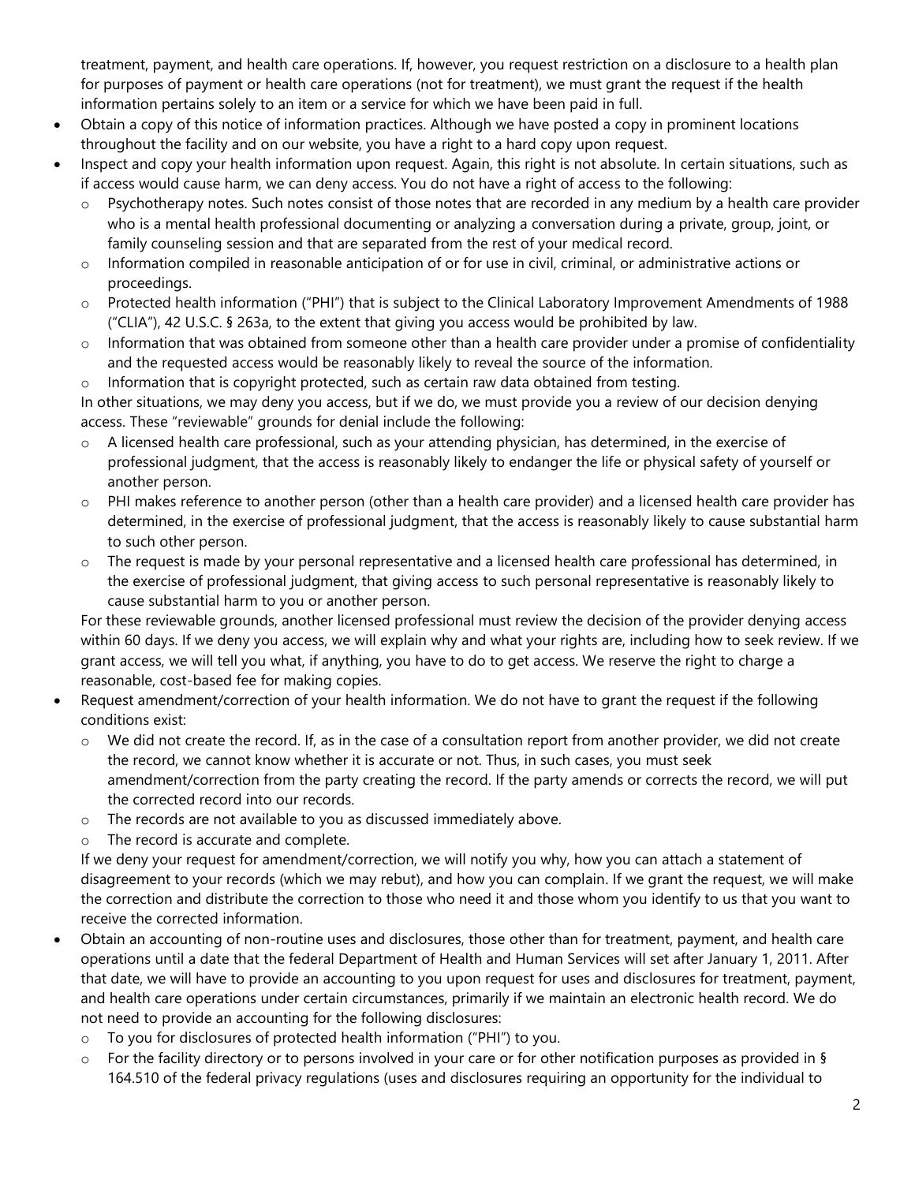treatment, payment, and health care operations. If, however, you request restriction on a disclosure to a health plan for purposes of payment or health care operations (not for treatment), we must grant the request if the health information pertains solely to an item or a service for which we have been paid in full.

- Obtain a copy of this notice of information practices. Although we have posted a copy in prominent locations throughout the facility and on our website, you have a right to a hard copy upon request.
- Inspect and copy your health information upon request. Again, this right is not absolute. In certain situations, such as if access would cause harm, we can deny access. You do not have a right of access to the following:
  - Psychotherapy notes. Such notes consist of those notes that are recorded in any medium by a health care provider who is a mental health professional documenting or analyzing a conversation during a private, group, joint, or family counseling session and that are separated from the rest of your medical record.
  - Information compiled in reasonable anticipation of or for use in civil, criminal, or administrative actions or proceedings.
  - Protected health information ("PHI") that is subject to the Clinical Laboratory Improvement Amendments of 1988 ("CLIA"), 42 U.S.C. § 263a, to the extent that giving you access would be prohibited by law.
  - Information that was obtained from someone other than a health care provider under a promise of confidentiality and the requested access would be reasonably likely to reveal the source of the information.
  - Information that is copyright protected, such as certain raw data obtained from testing.

  In other situations, we may deny you access, but if we do, we must provide you a review of our decision denying access. These "reviewable" grounds for denial include the following:
  - A licensed health care professional, such as your attending physician, has determined, in the exercise of professional judgment, that the access is reasonably likely to endanger the life or physical safety of yourself or another person.
  - PHI makes reference to another person (other than a health care provider) and a licensed health care provider has determined, in the exercise of professional judgment, that the access is reasonably likely to cause substantial harm to such other person.
  - The request is made by your personal representative and a licensed health care professional has determined, in the exercise of professional judgment, that giving access to such personal representative is reasonably likely to cause substantial harm to you or another person.

  For these reviewable grounds, another licensed professional must review the decision of the provider denying access within 60 days. If we deny you access, we will explain why and what your rights are, including how to seek review. If we grant access, we will tell you what, if anything, you have to do to get access. We reserve the right to charge a reasonable, cost-based fee for making copies.
- Request amendment/correction of your health information. We do not have to grant the request if the following conditions exist:
  - We did not create the record. If, as in the case of a consultation report from another provider, we did not create the record, we cannot know whether it is accurate or not. Thus, in such cases, you must seek amendment/correction from the party creating the record. If the party amends or corrects the record, we will put the corrected record into our records.
  - The records are not available to you as discussed immediately above.
  - The record is accurate and complete.

  If we deny your request for amendment/correction, we will notify you why, how you can attach a statement of disagreement to your records (which we may rebut), and how you can complain. If we grant the request, we will make the correction and distribute the correction to those who need it and those whom you identify to us that you want to receive the corrected information.
- Obtain an accounting of non-routine uses and disclosures, those other than for treatment, payment, and health care operations until a date that the federal Department of Health and Human Services will set after January 1, 2011. After that date, we will have to provide an accounting to you upon request for uses and disclosures for treatment, payment, and health care operations under certain circumstances, primarily if we maintain an electronic health record. We do not need to provide an accounting for the following disclosures:
  - To you for disclosures of protected health information ("PHI") to you.
  - For the facility directory or to persons involved in your care or for other notification purposes as provided in § 164.510 of the federal privacy regulations (uses and disclosures requiring an opportunity for the individual to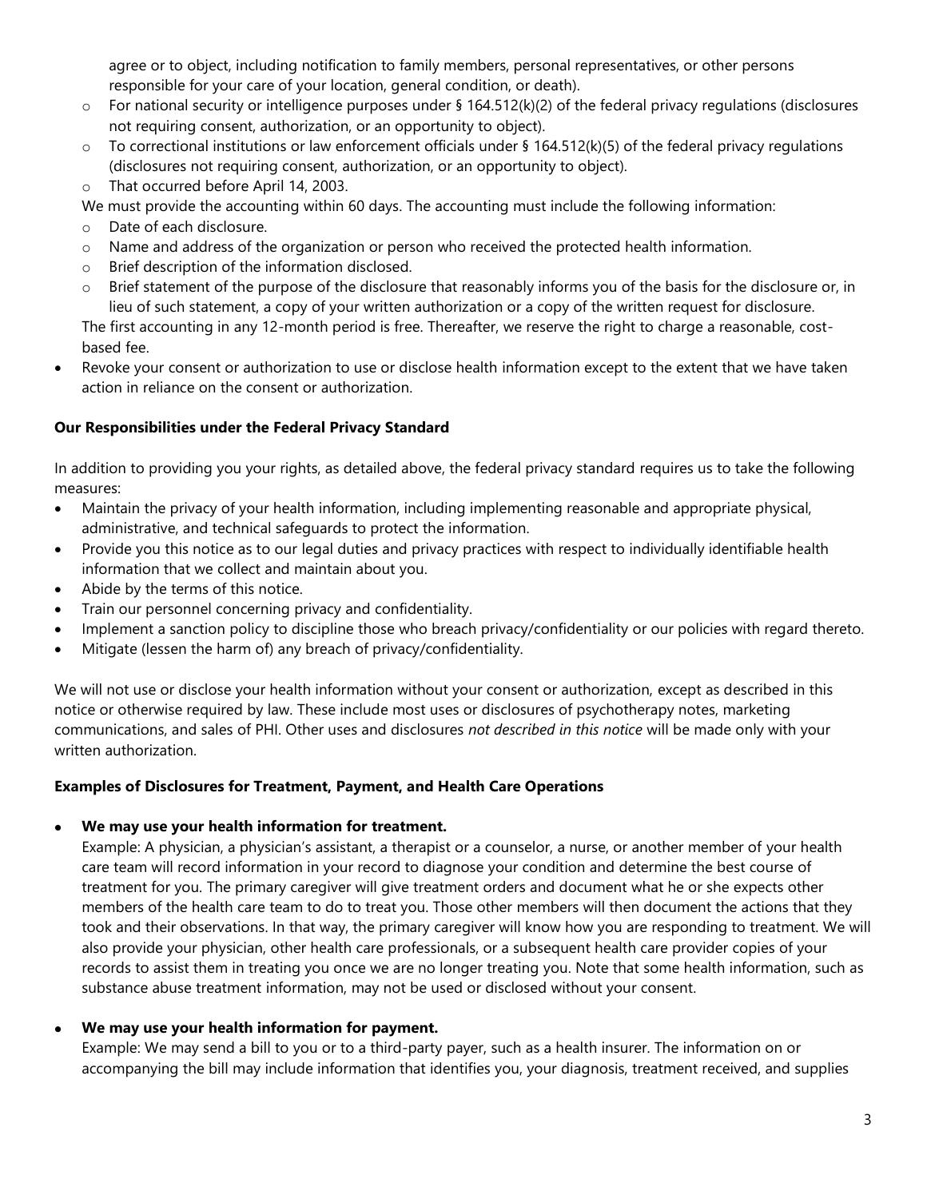agree or to object, including notification to family members, personal representatives, or other persons responsible for your care of your location, general condition, or death).
  - For national security or intelligence purposes under § 164.512(k)(2) of the federal privacy regulations (disclosures not requiring consent, authorization, or an opportunity to object).
  - To correctional institutions or law enforcement officials under § 164.512(k)(5) of the federal privacy regulations (disclosures not requiring consent, authorization, or an opportunity to object).
  - That occurred before April 14, 2003.

  We must provide the accounting within 60 days. The accounting must include the following information:
  - Date of each disclosure.
  - Name and address of the organization or person who received the protected health information.
  - Brief description of the information disclosed.
  - Brief statement of the purpose of the disclosure that reasonably informs you of the basis for the disclosure or, in lieu of such statement, a copy of your written authorization or a copy of the written request for disclosure.

  The first accounting in any 12-month period is free. Thereafter, we reserve the right to charge a reasonable, cost-based fee.
- Revoke your consent or authorization to use or disclose health information except to the extent that we have taken action in reliance on the consent or authorization.

**Our Responsibilities under the Federal Privacy Standard**

In addition to providing you your rights, as detailed above, the federal privacy standard requires us to take the following measures:

- Maintain the privacy of your health information, including implementing reasonable and appropriate physical, administrative, and technical safeguards to protect the information.
- Provide you this notice as to our legal duties and privacy practices with respect to individually identifiable health information that we collect and maintain about you.
- Abide by the terms of this notice.
- Train our personnel concerning privacy and confidentiality.
- Implement a sanction policy to discipline those who breach privacy/confidentiality or our policies with regard thereto.
- Mitigate (lessen the harm of) any breach of privacy/confidentiality.

We will not use or disclose your health information without your consent or authorization, except as described in this notice or otherwise required by law. These include most uses or disclosures of psychotherapy notes, marketing communications, and sales of PHI. Other uses and disclosures *not described in this notice* will be made only with your written authorization.

**Examples of Disclosures for Treatment, Payment, and Health Care Operations**

- **We may use your health information for treatment.**

  Example: A physician, a physician's assistant, a therapist or a counselor, a nurse, or another member of your health care team will record information in your record to diagnose your condition and determine the best course of treatment for you. The primary caregiver will give treatment orders and document what he or she expects other members of the health care team to do to treat you. Those other members will then document the actions that they took and their observations. In that way, the primary caregiver will know how you are responding to treatment. We will also provide your physician, other health care professionals, or a subsequent health care provider copies of your records to assist them in treating you once we are no longer treating you. Note that some health information, such as substance abuse treatment information, may not be used or disclosed without your consent.

- **We may use your health information for payment.**

  Example: We may send a bill to you or to a third-party payer, such as a health insurer. The information on or accompanying the bill may include information that identifies you, your diagnosis, treatment received, and supplies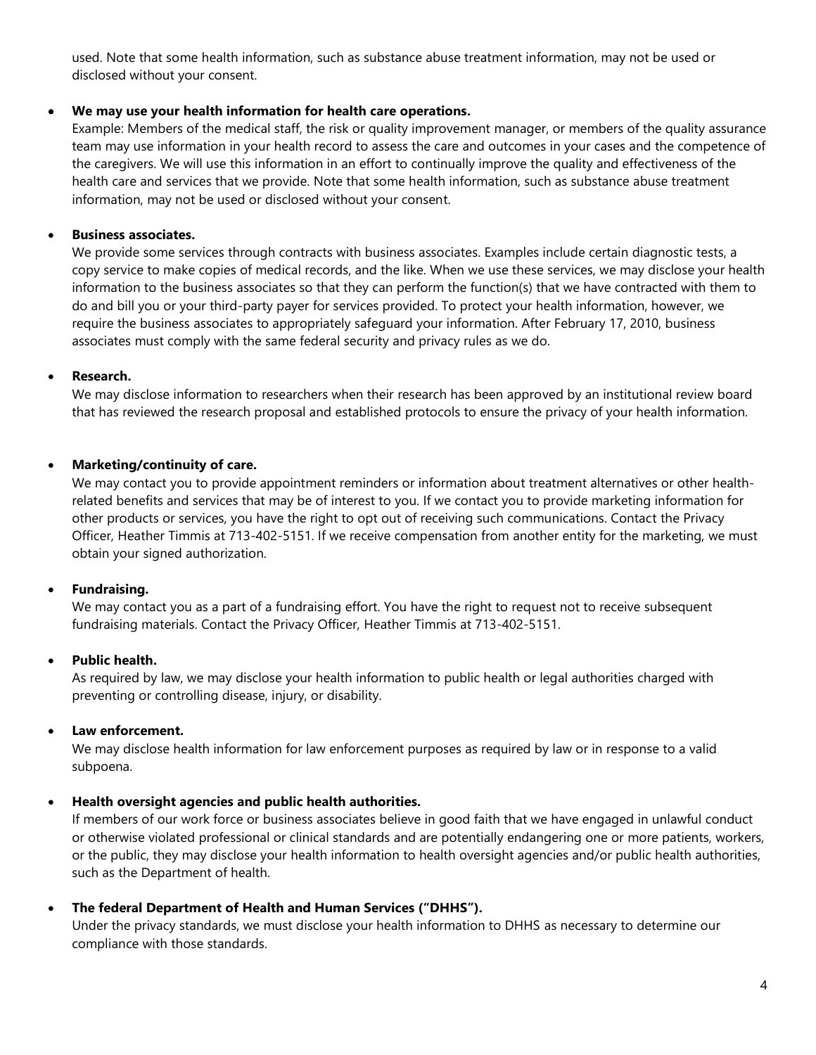used. Note that some health information, such as substance abuse treatment information, may not be used or disclosed without your consent.

- **We may use your health information for health care operations.**
  Example: Members of the medical staff, the risk or quality improvement manager, or members of the quality assurance team may use information in your health record to assess the care and outcomes in your cases and the competence of the caregivers. We will use this information in an effort to continually improve the quality and effectiveness of the health care and services that we provide. Note that some health information, such as substance abuse treatment information, may not be used or disclosed without your consent.

- **Business associates.**
  We provide some services through contracts with business associates. Examples include certain diagnostic tests, a copy service to make copies of medical records, and the like. When we use these services, we may disclose your health information to the business associates so that they can perform the function(s) that we have contracted with them to do and bill you or your third-party payer for services provided. To protect your health information, however, we require the business associates to appropriately safeguard your information. After February 17, 2010, business associates must comply with the same federal security and privacy rules as we do.

- **Research.**
  We may disclose information to researchers when their research has been approved by an institutional review board that has reviewed the research proposal and established protocols to ensure the privacy of your health information.

- **Marketing/continuity of care.**
  We may contact you to provide appointment reminders or information about treatment alternatives or other health-related benefits and services that may be of interest to you. If we contact you to provide marketing information for other products or services, you have the right to opt out of receiving such communications. Contact the Privacy Officer, Heather Timmis at 713-402-5151. If we receive compensation from another entity for the marketing, we must obtain your signed authorization.

- **Fundraising.**
  We may contact you as a part of a fundraising effort. You have the right to request not to receive subsequent fundraising materials. Contact the Privacy Officer, Heather Timmis at 713-402-5151.

- **Public health.**
  As required by law, we may disclose your health information to public health or legal authorities charged with preventing or controlling disease, injury, or disability.

- **Law enforcement.**
  We may disclose health information for law enforcement purposes as required by law or in response to a valid subpoena.

- **Health oversight agencies and public health authorities.**
  If members of our work force or business associates believe in good faith that we have engaged in unlawful conduct or otherwise violated professional or clinical standards and are potentially endangering one or more patients, workers, or the public, they may disclose your health information to health oversight agencies and/or public health authorities, such as the Department of health.

- **The federal Department of Health and Human Services ("DHHS").**
  Under the privacy standards, we must disclose your health information to DHHS as necessary to determine our compliance with those standards.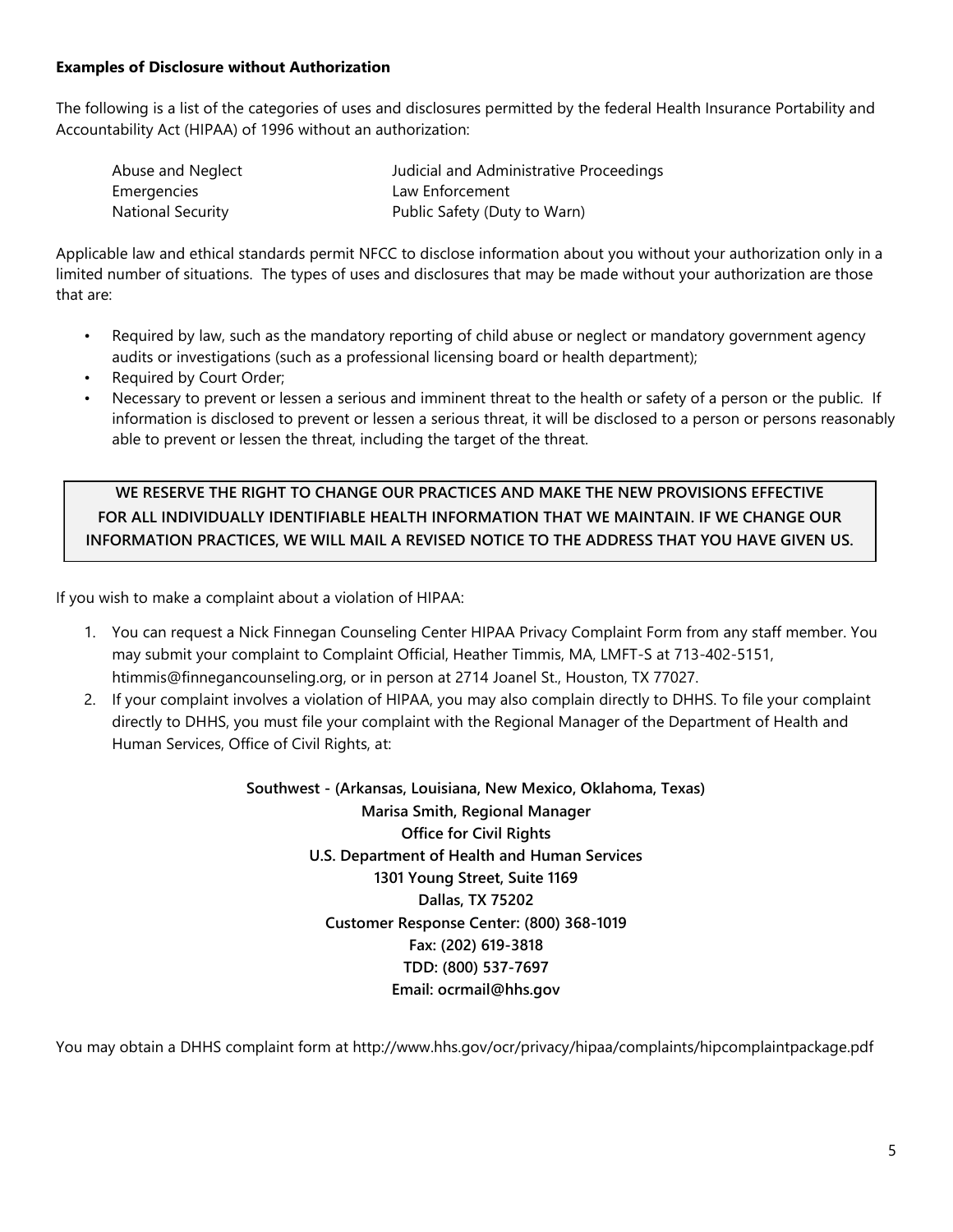**Examples of Disclosure without Authorization**

The following is a list of the categories of uses and disclosures permitted by the federal Health Insurance Portability and Accountability Act (HIPAA) of 1996 without an authorization:

| | |
|---|---|
| Abuse and Neglect | Judicial and Administrative Proceedings |
| Emergencies | Law Enforcement |
| National Security | Public Safety (Duty to Warn) |

Applicable law and ethical standards permit NFCC to disclose information about you without your authorization only in a limited number of situations. The types of uses and disclosures that may be made without your authorization are those that are:

- Required by law, such as the mandatory reporting of child abuse or neglect or mandatory government agency audits or investigations (such as a professional licensing board or health department);
- Required by Court Order;
- Necessary to prevent or lessen a serious and imminent threat to the health or safety of a person or the public. If information is disclosed to prevent or lessen a serious threat, it will be disclosed to a person or persons reasonably able to prevent or lessen the threat, including the target of the threat.

**WE RESERVE THE RIGHT TO CHANGE OUR PRACTICES AND MAKE THE NEW PROVISIONS EFFECTIVE FOR ALL INDIVIDUALLY IDENTIFIABLE HEALTH INFORMATION THAT WE MAINTAIN. IF WE CHANGE OUR INFORMATION PRACTICES, WE WILL MAIL A REVISED NOTICE TO THE ADDRESS THAT YOU HAVE GIVEN US.**

If you wish to make a complaint about a violation of HIPAA:

1. You can request a Nick Finnegan Counseling Center HIPAA Privacy Complaint Form from any staff member. You may submit your complaint to Complaint Official, Heather Timmis, MA, LMFT-S at 713-402-5151, htimmis@finnegancounseling.org, or in person at 2714 Joanel St., Houston, TX 77027.
2. If your complaint involves a violation of HIPAA, you may also complain directly to DHHS. To file your complaint directly to DHHS, you must file your complaint with the Regional Manager of the Department of Health and Human Services, Office of Civil Rights, at:

**Southwest - (Arkansas, Louisiana, New Mexico, Oklahoma, Texas)**
**Marisa Smith, Regional Manager**
**Office for Civil Rights**
**U.S. Department of Health and Human Services**
**1301 Young Street, Suite 1169**
**Dallas, TX 75202**
**Customer Response Center: (800) 368-1019**
**Fax: (202) 619-3818**
**TDD: (800) 537-7697**
**Email: ocrmail@hhs.gov**

You may obtain a DHHS complaint form at http://www.hhs.gov/ocr/privacy/hipaa/complaints/hipcomplaintpackage.pdf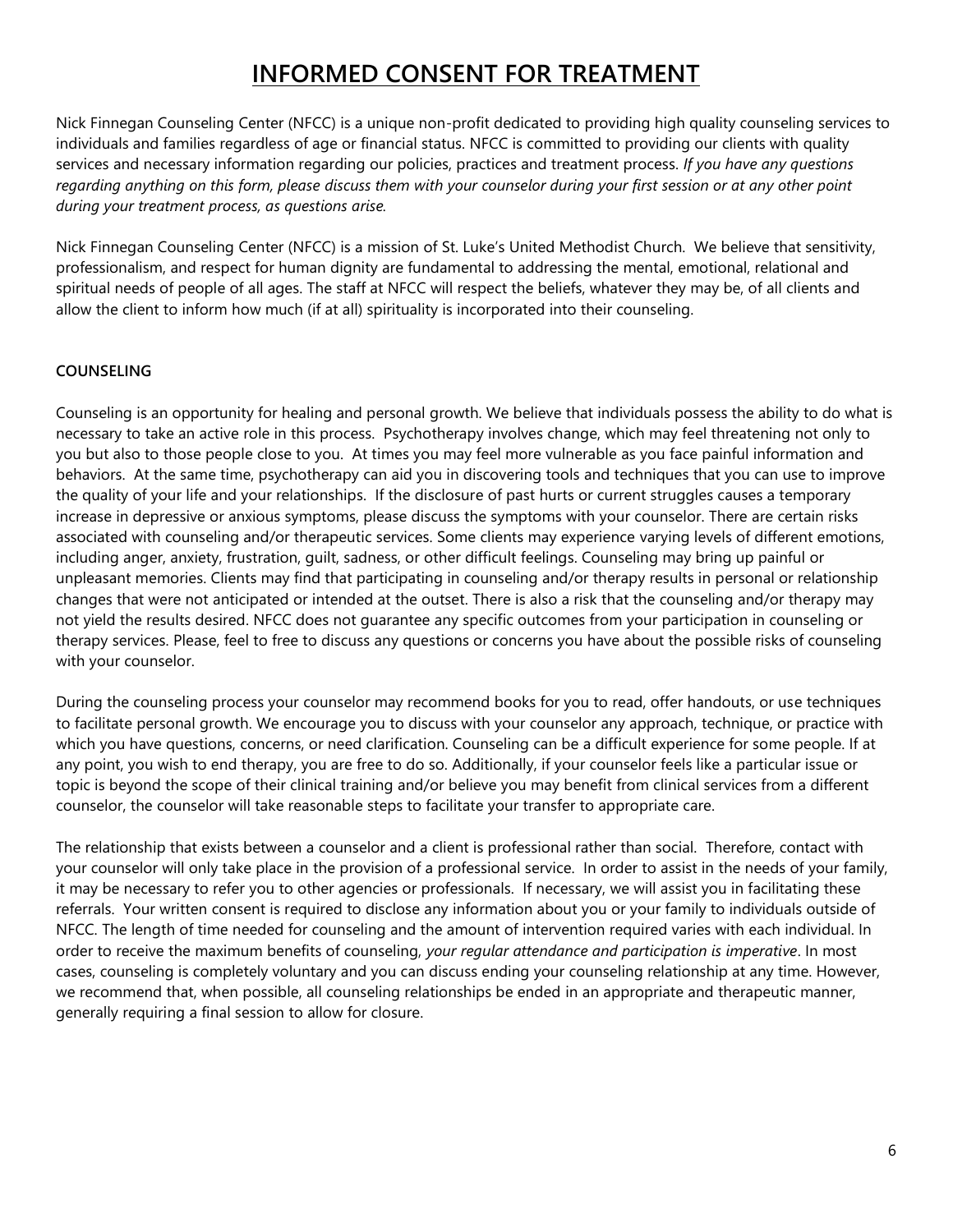# INFORMED CONSENT FOR TREATMENT

Nick Finnegan Counseling Center (NFCC) is a unique non-profit dedicated to providing high quality counseling services to individuals and families regardless of age or financial status. NFCC is committed to providing our clients with quality services and necessary information regarding our policies, practices and treatment process. *If you have any questions regarding anything on this form, please discuss them with your counselor during your first session or at any other point during your treatment process, as questions arise.*

Nick Finnegan Counseling Center (NFCC) is a mission of St. Luke's United Methodist Church. We believe that sensitivity, professionalism, and respect for human dignity are fundamental to addressing the mental, emotional, relational and spiritual needs of people of all ages. The staff at NFCC will respect the beliefs, whatever they may be, of all clients and allow the client to inform how much (if at all) spirituality is incorporated into their counseling.

**COUNSELING**

Counseling is an opportunity for healing and personal growth. We believe that individuals possess the ability to do what is necessary to take an active role in this process. Psychotherapy involves change, which may feel threatening not only to you but also to those people close to you. At times you may feel more vulnerable as you face painful information and behaviors. At the same time, psychotherapy can aid you in discovering tools and techniques that you can use to improve the quality of your life and your relationships. If the disclosure of past hurts or current struggles causes a temporary increase in depressive or anxious symptoms, please discuss the symptoms with your counselor. There are certain risks associated with counseling and/or therapeutic services. Some clients may experience varying levels of different emotions, including anger, anxiety, frustration, guilt, sadness, or other difficult feelings. Counseling may bring up painful or unpleasant memories. Clients may find that participating in counseling and/or therapy results in personal or relationship changes that were not anticipated or intended at the outset. There is also a risk that the counseling and/or therapy may not yield the results desired. NFCC does not guarantee any specific outcomes from your participation in counseling or therapy services. Please, feel to free to discuss any questions or concerns you have about the possible risks of counseling with your counselor.

During the counseling process your counselor may recommend books for you to read, offer handouts, or use techniques to facilitate personal growth. We encourage you to discuss with your counselor any approach, technique, or practice with which you have questions, concerns, or need clarification. Counseling can be a difficult experience for some people. If at any point, you wish to end therapy, you are free to do so. Additionally, if your counselor feels like a particular issue or topic is beyond the scope of their clinical training and/or believe you may benefit from clinical services from a different counselor, the counselor will take reasonable steps to facilitate your transfer to appropriate care.

The relationship that exists between a counselor and a client is professional rather than social. Therefore, contact with your counselor will only take place in the provision of a professional service. In order to assist in the needs of your family, it may be necessary to refer you to other agencies or professionals. If necessary, we will assist you in facilitating these referrals. Your written consent is required to disclose any information about you or your family to individuals outside of NFCC. The length of time needed for counseling and the amount of intervention required varies with each individual. In order to receive the maximum benefits of counseling, *your regular attendance and participation is imperative*. In most cases, counseling is completely voluntary and you can discuss ending your counseling relationship at any time. However, we recommend that, when possible, all counseling relationships be ended in an appropriate and therapeutic manner, generally requiring a final session to allow for closure.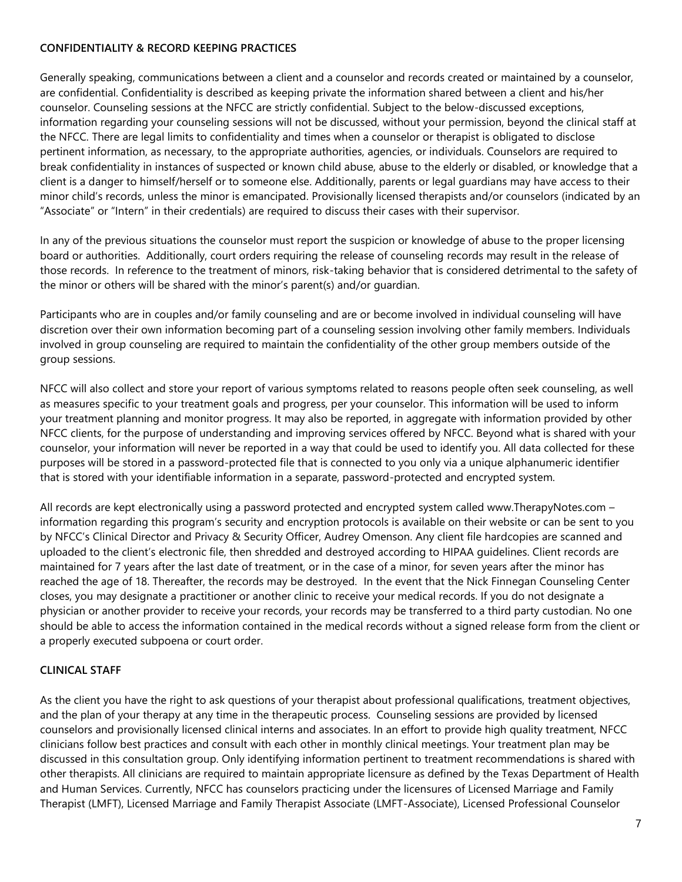## CONFIDENTIALITY & RECORD KEEPING PRACTICES

Generally speaking, communications between a client and a counselor and records created or maintained by a counselor, are confidential. Confidentiality is described as keeping private the information shared between a client and his/her counselor. Counseling sessions at the NFCC are strictly confidential. Subject to the below-discussed exceptions, information regarding your counseling sessions will not be discussed, without your permission, beyond the clinical staff at the NFCC. There are legal limits to confidentiality and times when a counselor or therapist is obligated to disclose pertinent information, as necessary, to the appropriate authorities, agencies, or individuals. Counselors are required to break confidentiality in instances of suspected or known child abuse, abuse to the elderly or disabled, or knowledge that a client is a danger to himself/herself or to someone else. Additionally, parents or legal guardians may have access to their minor child's records, unless the minor is emancipated. Provisionally licensed therapists and/or counselors (indicated by an "Associate" or "Intern" in their credentials) are required to discuss their cases with their supervisor.

In any of the previous situations the counselor must report the suspicion or knowledge of abuse to the proper licensing board or authorities. Additionally, court orders requiring the release of counseling records may result in the release of those records. In reference to the treatment of minors, risk-taking behavior that is considered detrimental to the safety of the minor or others will be shared with the minor's parent(s) and/or guardian.

Participants who are in couples and/or family counseling and are or become involved in individual counseling will have discretion over their own information becoming part of a counseling session involving other family members. Individuals involved in group counseling are required to maintain the confidentiality of the other group members outside of the group sessions.

NFCC will also collect and store your report of various symptoms related to reasons people often seek counseling, as well as measures specific to your treatment goals and progress, per your counselor. This information will be used to inform your treatment planning and monitor progress. It may also be reported, in aggregate with information provided by other NFCC clients, for the purpose of understanding and improving services offered by NFCC. Beyond what is shared with your counselor, your information will never be reported in a way that could be used to identify you. All data collected for these purposes will be stored in a password-protected file that is connected to you only via a unique alphanumeric identifier that is stored with your identifiable information in a separate, password-protected and encrypted system.

All records are kept electronically using a password protected and encrypted system called www.TherapyNotes.com – information regarding this program's security and encryption protocols is available on their website or can be sent to you by NFCC's Clinical Director and Privacy & Security Officer, Audrey Omenson. Any client file hardcopies are scanned and uploaded to the client's electronic file, then shredded and destroyed according to HIPAA guidelines. Client records are maintained for 7 years after the last date of treatment, or in the case of a minor, for seven years after the minor has reached the age of 18. Thereafter, the records may be destroyed. In the event that the Nick Finnegan Counseling Center closes, you may designate a practitioner or another clinic to receive your medical records. If you do not designate a physician or another provider to receive your records, your records may be transferred to a third party custodian. No one should be able to access the information contained in the medical records without a signed release form from the client or a properly executed subpoena or court order.

## CLINICAL STAFF

As the client you have the right to ask questions of your therapist about professional qualifications, treatment objectives, and the plan of your therapy at any time in the therapeutic process. Counseling sessions are provided by licensed counselors and provisionally licensed clinical interns and associates. In an effort to provide high quality treatment, NFCC clinicians follow best practices and consult with each other in monthly clinical meetings. Your treatment plan may be discussed in this consultation group. Only identifying information pertinent to treatment recommendations is shared with other therapists. All clinicians are required to maintain appropriate licensure as defined by the Texas Department of Health and Human Services. Currently, NFCC has counselors practicing under the licensures of Licensed Marriage and Family Therapist (LMFT), Licensed Marriage and Family Therapist Associate (LMFT-Associate), Licensed Professional Counselor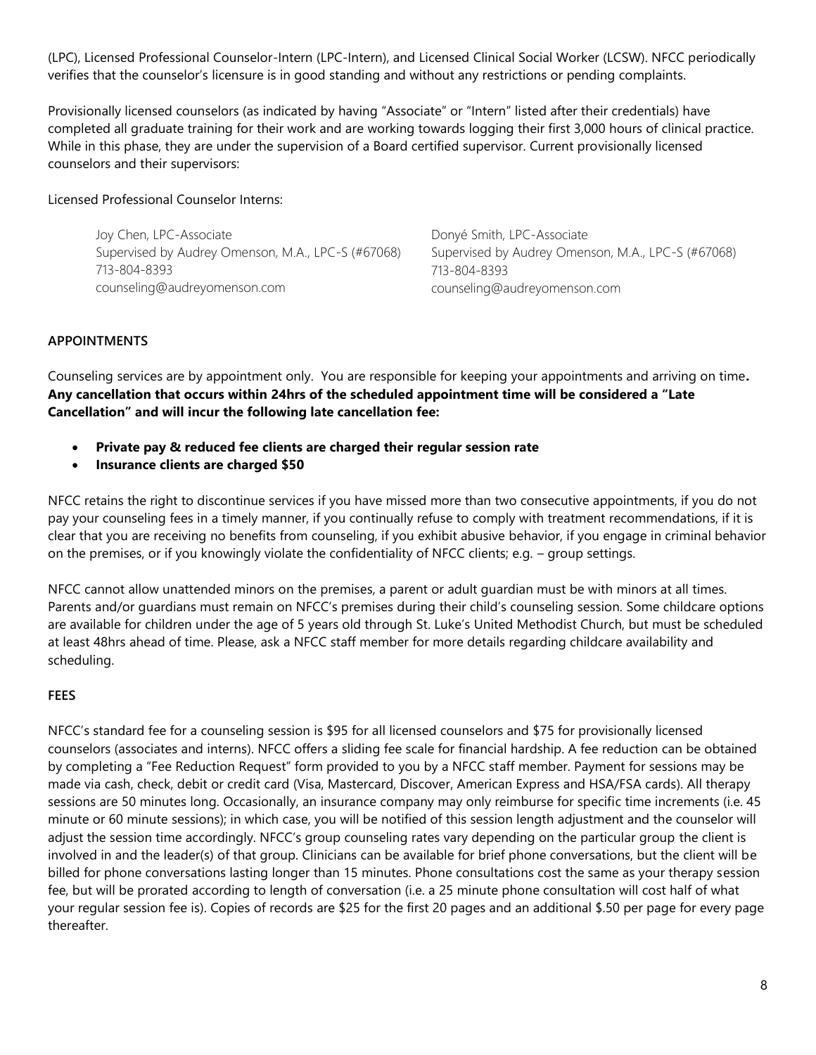(LPC), Licensed Professional Counselor-Intern (LPC-Intern), and Licensed Clinical Social Worker (LCSW). NFCC periodically verifies that the counselor's licensure is in good standing and without any restrictions or pending complaints.

Provisionally licensed counselors (as indicated by having "Associate" or "Intern" listed after their credentials) have completed all graduate training for their work and are working towards logging their first 3,000 hours of clinical practice. While in this phase, they are under the supervision of a Board certified supervisor. Current provisionally licensed counselors and their supervisors:

Licensed Professional Counselor Interns:

Joy Chen, LPC-Associate
Supervised by Audrey Omenson, M.A., LPC-S (#67068)
713-804-8393
counseling@audreyomenson.com

Donyé Smith, LPC-Associate
Supervised by Audrey Omenson, M.A., LPC-S (#67068)
713-804-8393
counseling@audreyomenson.com

## APPOINTMENTS

Counseling services are by appointment only. You are responsible for keeping your appointments and arriving on time**.** **Any cancellation that occurs within 24hrs of the scheduled appointment time will be considered a "Late Cancellation" and will incur the following late cancellation fee:**

- **Private pay & reduced fee clients are charged their regular session rate**
- **Insurance clients are charged $50**

NFCC retains the right to discontinue services if you have missed more than two consecutive appointments, if you do not pay your counseling fees in a timely manner, if you continually refuse to comply with treatment recommendations, if it is clear that you are receiving no benefits from counseling, if you exhibit abusive behavior, if you engage in criminal behavior on the premises, or if you knowingly violate the confidentiality of NFCC clients; e.g. – group settings.

NFCC cannot allow unattended minors on the premises, a parent or adult guardian must be with minors at all times. Parents and/or guardians must remain on NFCC's premises during their child's counseling session. Some childcare options are available for children under the age of 5 years old through St. Luke's United Methodist Church, but must be scheduled at least 48hrs ahead of time. Please, ask a NFCC staff member for more details regarding childcare availability and scheduling.

## FEES

NFCC's standard fee for a counseling session is $95 for all licensed counselors and $75 for provisionally licensed counselors (associates and interns). NFCC offers a sliding fee scale for financial hardship. A fee reduction can be obtained by completing a "Fee Reduction Request" form provided to you by a NFCC staff member. Payment for sessions may be made via cash, check, debit or credit card (Visa, Mastercard, Discover, American Express and HSA/FSA cards). All therapy sessions are 50 minutes long. Occasionally, an insurance company may only reimburse for specific time increments (i.e. 45 minute or 60 minute sessions); in which case, you will be notified of this session length adjustment and the counselor will adjust the session time accordingly. NFCC's group counseling rates vary depending on the particular group the client is involved in and the leader(s) of that group. Clinicians can be available for brief phone conversations, but the client will be billed for phone conversations lasting longer than 15 minutes. Phone consultations cost the same as your therapy session fee, but will be prorated according to length of conversation (i.e. a 25 minute phone consultation will cost half of what your regular session fee is). Copies of records are $25 for the first 20 pages and an additional $.50 per page for every page thereafter.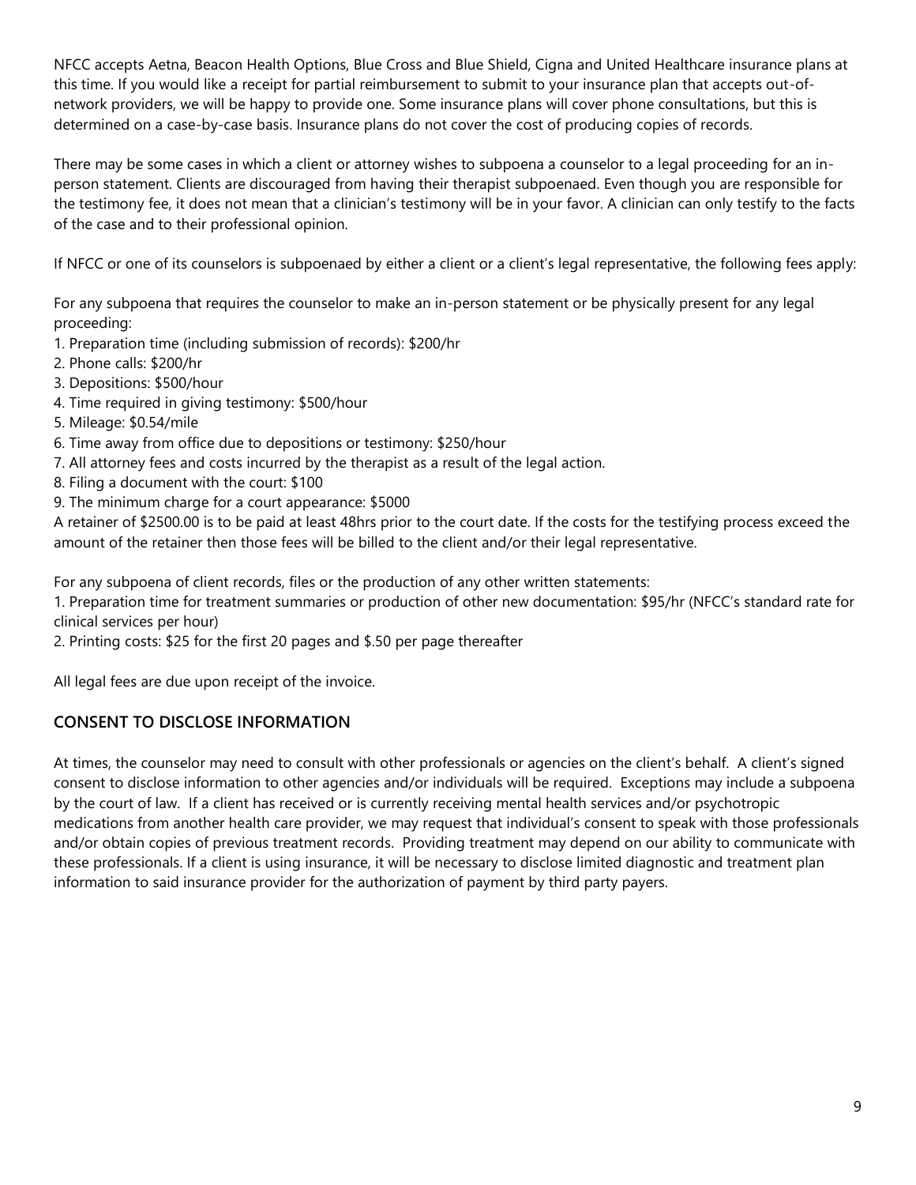NFCC accepts Aetna, Beacon Health Options, Blue Cross and Blue Shield, Cigna and United Healthcare insurance plans at this time. If you would like a receipt for partial reimbursement to submit to your insurance plan that accepts out-of-network providers, we will be happy to provide one. Some insurance plans will cover phone consultations, but this is determined on a case-by-case basis. Insurance plans do not cover the cost of producing copies of records.

There may be some cases in which a client or attorney wishes to subpoena a counselor to a legal proceeding for an in-person statement. Clients are discouraged from having their therapist subpoenaed. Even though you are responsible for the testimony fee, it does not mean that a clinician's testimony will be in your favor. A clinician can only testify to the facts of the case and to their professional opinion.

If NFCC or one of its counselors is subpoenaed by either a client or a client's legal representative, the following fees apply:

For any subpoena that requires the counselor to make an in-person statement or be physically present for any legal proceeding:

1. Preparation time (including submission of records): $200/hr
2. Phone calls: $200/hr
3. Depositions: $500/hour
4. Time required in giving testimony: $500/hour
5. Mileage: $0.54/mile
6. Time away from office due to depositions or testimony: $250/hour
7. All attorney fees and costs incurred by the therapist as a result of the legal action.
8. Filing a document with the court: $100
9. The minimum charge for a court appearance: $5000

A retainer of $2500.00 is to be paid at least 48hrs prior to the court date. If the costs for the testifying process exceed the amount of the retainer then those fees will be billed to the client and/or their legal representative.

For any subpoena of client records, files or the production of any other written statements:

1. Preparation time for treatment summaries or production of other new documentation: $95/hr (NFCC's standard rate for clinical services per hour)
2. Printing costs: $25 for the first 20 pages and $.50 per page thereafter

All legal fees are due upon receipt of the invoice.

## CONSENT TO DISCLOSE INFORMATION

At times, the counselor may need to consult with other professionals or agencies on the client's behalf. A client's signed consent to disclose information to other agencies and/or individuals will be required. Exceptions may include a subpoena by the court of law. If a client has received or is currently receiving mental health services and/or psychotropic medications from another health care provider, we may request that individual's consent to speak with those professionals and/or obtain copies of previous treatment records. Providing treatment may depend on our ability to communicate with these professionals. If a client is using insurance, it will be necessary to disclose limited diagnostic and treatment plan information to said insurance provider for the authorization of payment by third party payers.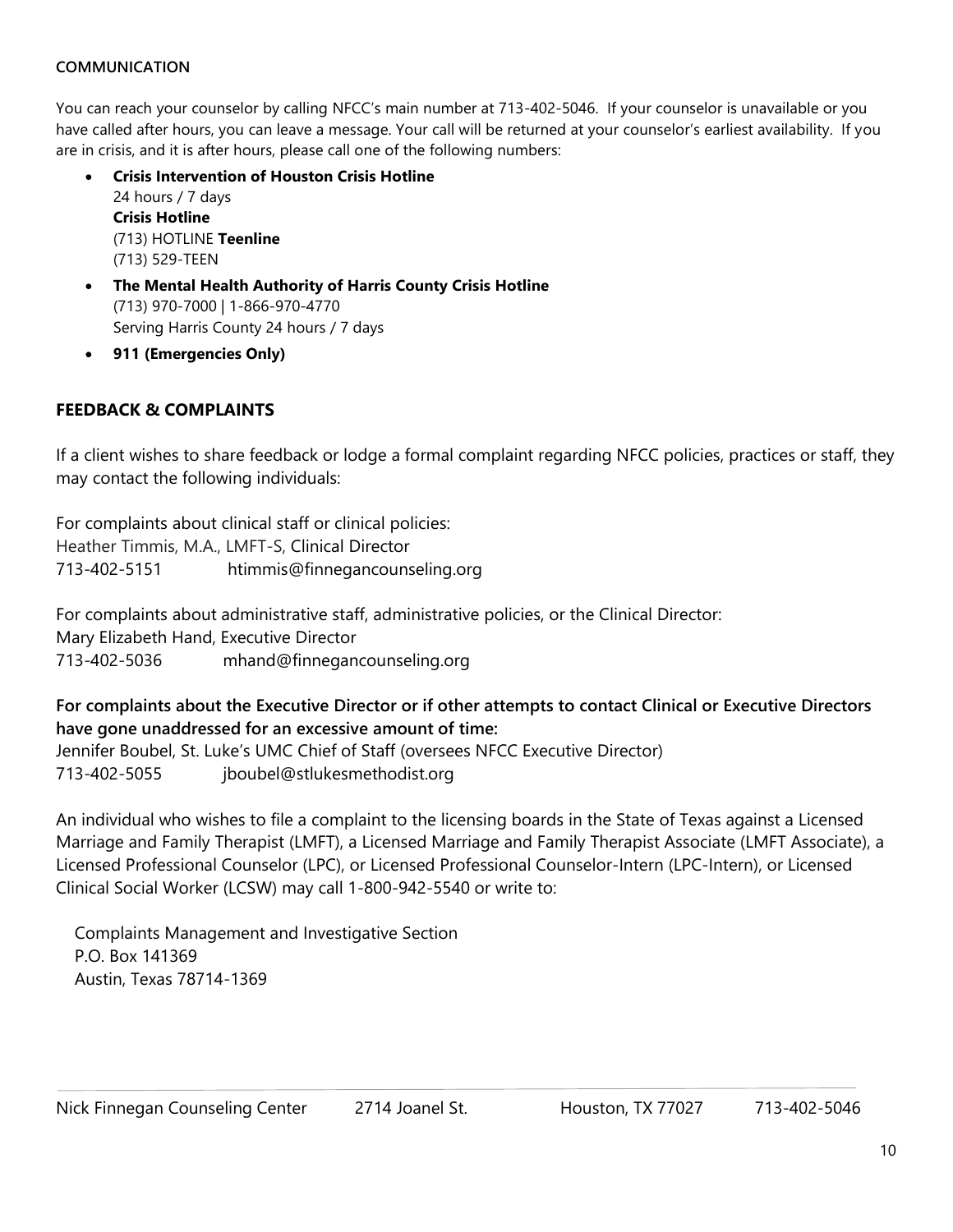**COMMUNICATION**

You can reach your counselor by calling NFCC's main number at 713-402-5046. If your counselor is unavailable or you have called after hours, you can leave a message. Your call will be returned at your counselor's earliest availability. If you are in crisis, and it is after hours, please call one of the following numbers:

- **Crisis Intervention of Houston Crisis Hotline**
  24 hours / 7 days
  **Crisis Hotline**
  (713) HOTLINE **Teenline**
  (713) 529-TEEN
- **The Mental Health Authority of Harris County Crisis Hotline**
  (713) 970-7000 | 1-866-970-4770
  Serving Harris County 24 hours / 7 days
- **911 (Emergencies Only)**

## FEEDBACK & COMPLAINTS

If a client wishes to share feedback or lodge a formal complaint regarding NFCC policies, practices or staff, they may contact the following individuals:

For complaints about clinical staff or clinical policies:
Heather Timmis, M.A., LMFT-S, Clinical Director
713-402-5151 htimmis@finnegancounseling.org

For complaints about administrative staff, administrative policies, or the Clinical Director:
Mary Elizabeth Hand, Executive Director
713-402-5036 mhand@finnegancounseling.org

**For complaints about the Executive Director or if other attempts to contact Clinical or Executive Directors have gone unaddressed for an excessive amount of time:**
Jennifer Boubel, St. Luke's UMC Chief of Staff (oversees NFCC Executive Director)
713-402-5055 jboubel@stlukesmethodist.org

An individual who wishes to file a complaint to the licensing boards in the State of Texas against a Licensed Marriage and Family Therapist (LMFT), a Licensed Marriage and Family Therapist Associate (LMFT Associate), a Licensed Professional Counselor (LPC), or Licensed Professional Counselor-Intern (LPC-Intern), or Licensed Clinical Social Worker (LCSW) may call 1-800-942-5540 or write to:

Complaints Management and Investigative Section
P.O. Box 141369
Austin, Texas 78714-1369